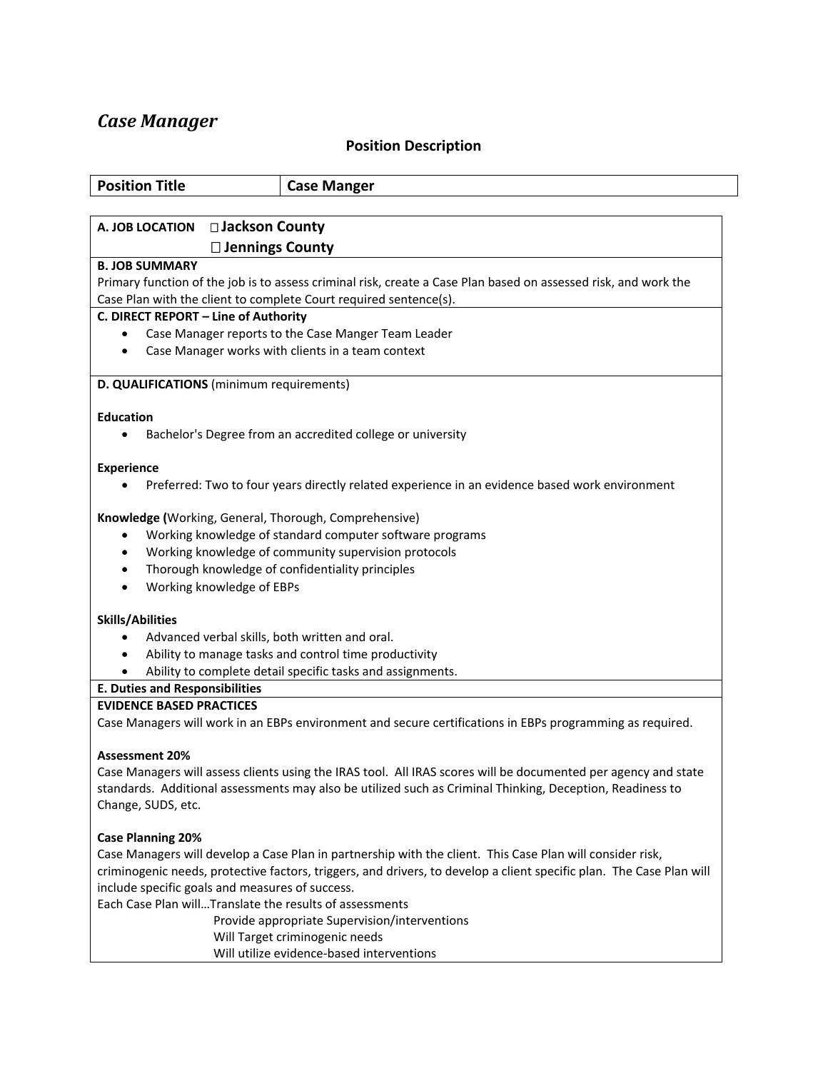# *Case Manager*

## Position Description

| Position Title | Case Manger |
|---|---|

**A. JOB LOCATION** ☐ **Jackson County**
☐ **Jennings County**

**B. JOB SUMMARY**
Primary function of the job is to assess criminal risk, create a Case Plan based on assessed risk, and work the Case Plan with the client to complete Court required sentence(s).

**C. DIRECT REPORT – Line of Authority**

- Case Manager reports to the Case Manger Team Leader
- Case Manager works with clients in a team context

**D. QUALIFICATIONS** (minimum requirements)

**Education**

- Bachelor's Degree from an accredited college or university

**Experience**

- Preferred: Two to four years directly related experience in an evidence based work environment

**Knowledge (**Working, General, Thorough, Comprehensive)

- Working knowledge of standard computer software programs
- Working knowledge of community supervision protocols
- Thorough knowledge of confidentiality principles
- Working knowledge of EBPs

**Skills/Abilities**

- Advanced verbal skills, both written and oral.
- Ability to manage tasks and control time productivity
- Ability to complete detail specific tasks and assignments.

**E. Duties and Responsibilities**

**EVIDENCE BASED PRACTICES**
Case Managers will work in an EBPs environment and secure certifications in EBPs programming as required.

**Assessment 20%**
Case Managers will assess clients using the IRAS tool. All IRAS scores will be documented per agency and state standards. Additional assessments may also be utilized such as Criminal Thinking, Deception, Readiness to Change, SUDS, etc.

**Case Planning 20%**
Case Managers will develop a Case Plan in partnership with the client. This Case Plan will consider risk, criminogenic needs, protective factors, triggers, and drivers, to develop a client specific plan. The Case Plan will include specific goals and measures of success.
Each Case Plan will…Translate the results of assessments
Provide appropriate Supervision/interventions
Will Target criminogenic needs
Will utilize evidence-based interventions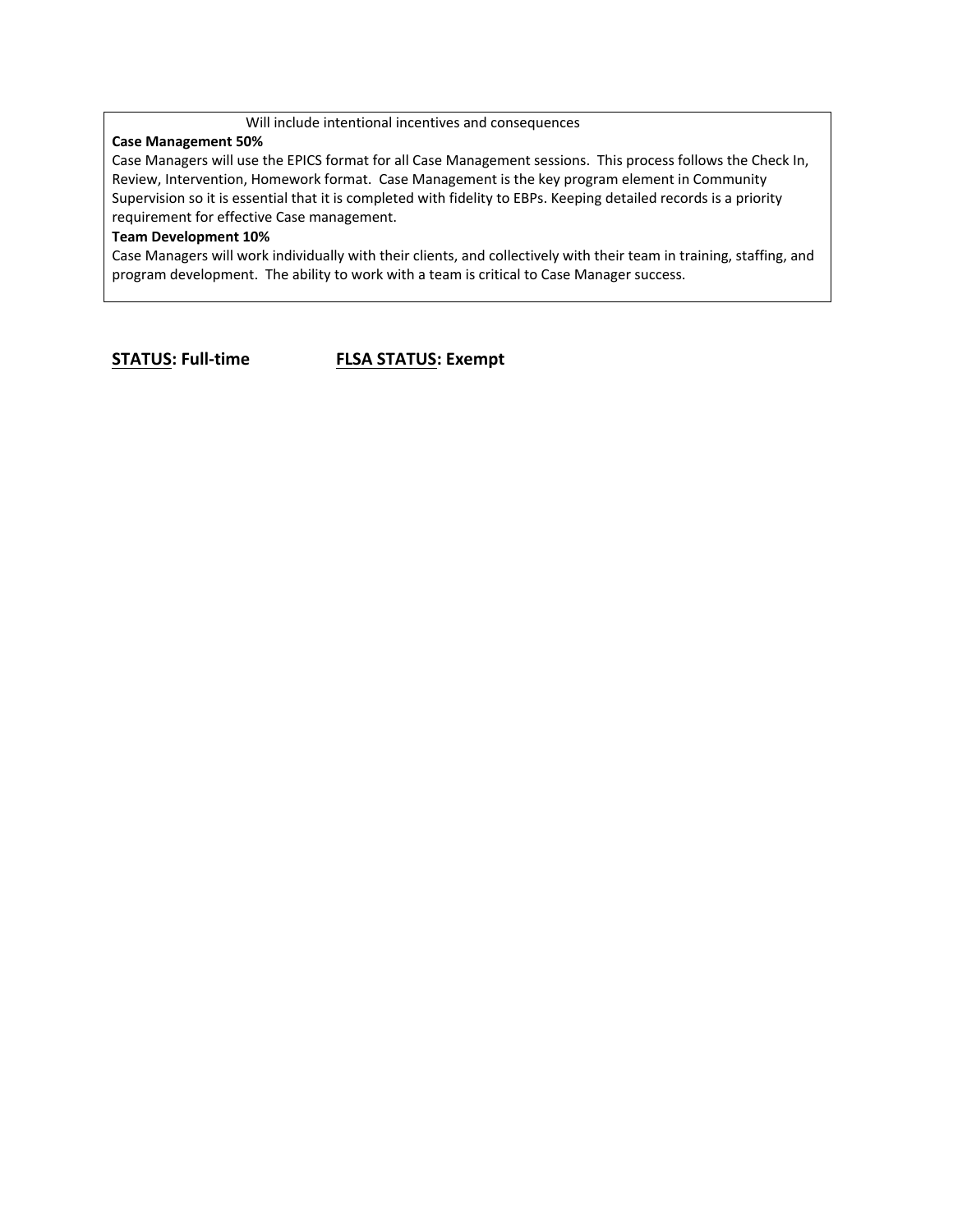Will include intentional incentives and consequences

**Case Management 50%**

Case Managers will use the EPICS format for all Case Management sessions. This process follows the Check In, Review, Intervention, Homework format. Case Management is the key program element in Community Supervision so it is essential that it is completed with fidelity to EBPs. Keeping detailed records is a priority requirement for effective Case management.

**Team Development 10%**

Case Managers will work individually with their clients, and collectively with their team in training, staffing, and program development. The ability to work with a team is critical to Case Manager success.

**STATUS: Full-time** **FLSA STATUS: Exempt**